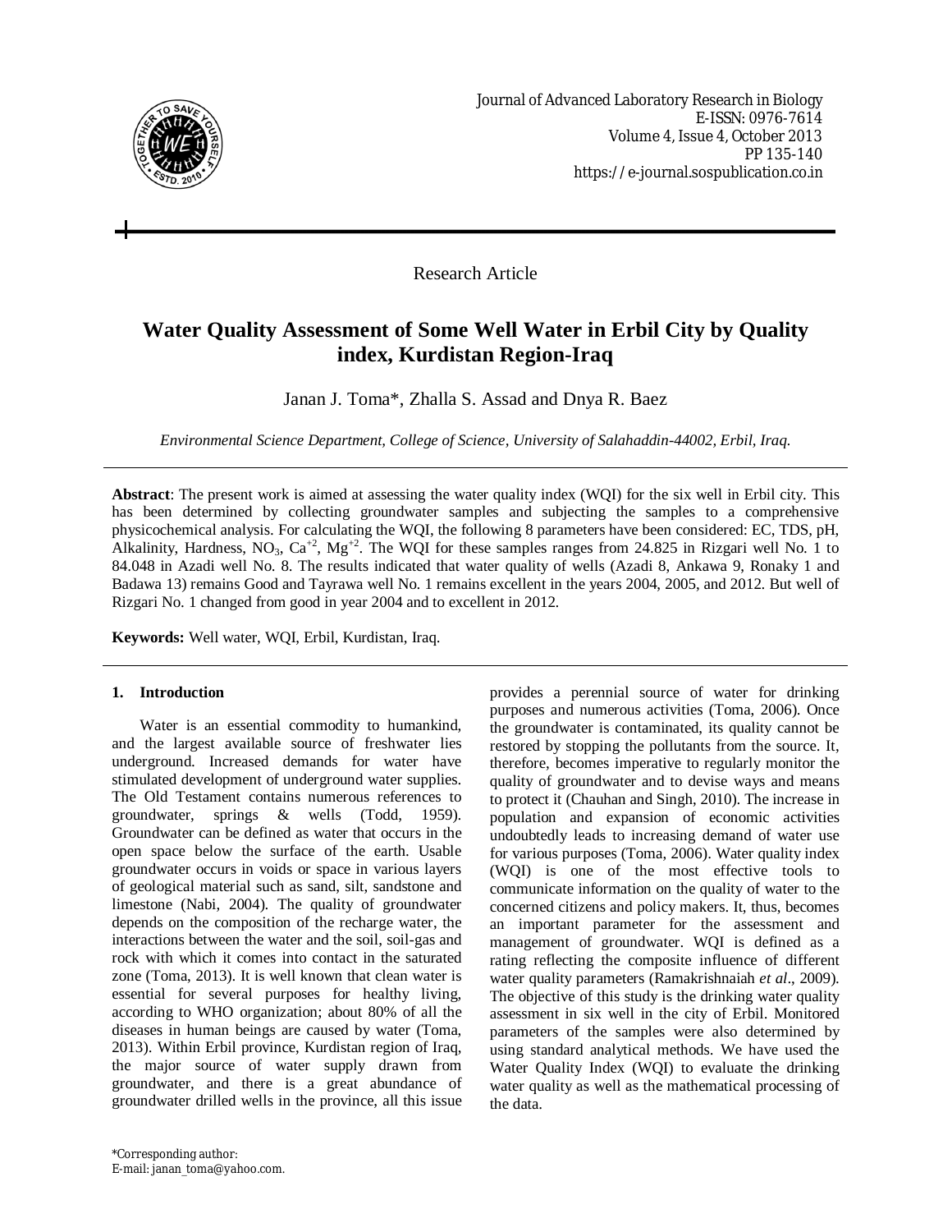Research Article

# Water Quality Assessment of Some Well Water in Erbil City by Quality index, Kurdistan Region-Iraq

Janan J. Toma*, Zhalla S. Assad and Dnya R. Baez

*Environmental Science Department, College of Science, University of Salahaddin-44002, Erbil, Iraq.*

---

**Abstract**: The present work is aimed at assessing the water quality index (WQI) for the six well in Erbil city. This has been determined by collecting groundwater samples and subjecting the samples to a comprehensive physicochemical analysis. For calculating the WQI, the following 8 parameters have been considered: EC, TDS, pH, Alkalinity, Hardness, $NO_3$, $Ca^{+2}$, $Mg^{+2}$. The WQI for these samples ranges from 24.825 in Rizgari well No. 1 to 84.048 in Azadi well No. 8. The results indicated that water quality of wells (Azadi 8, Ankawa 9, Ronaky 1 and Badawa 13) remains Good and Tayrawa well No. 1 remains excellent in the years 2004, 2005, and 2012. But well of Rizgari No. 1 changed from good in year 2004 and to excellent in 2012.

**Keywords:** Well water, WQI, Erbil, Kurdistan, Iraq.

---

## 1. Introduction

Water is an essential commodity to humankind, and the largest available source of freshwater lies underground. Increased demands for water have stimulated development of underground water supplies. The Old Testament contains numerous references to groundwater, springs & wells (Todd, 1959). Groundwater can be defined as water that occurs in the open space below the surface of the earth. Usable groundwater occurs in voids or space in various layers of geological material such as sand, silt, sandstone and limestone (Nabi, 2004). The quality of groundwater depends on the composition of the recharge water, the interactions between the water and the soil, soil-gas and rock with which it comes into contact in the saturated zone (Toma, 2013). It is well known that clean water is essential for several purposes for healthy living, according to WHO organization; about 80% of all the diseases in human beings are caused by water (Toma, 2013). Within Erbil province, Kurdistan region of Iraq, the major source of water supply drawn from groundwater, and there is a great abundance of groundwater drilled wells in the province, all this issue provides a perennial source of water for drinking purposes and numerous activities (Toma, 2006). Once the groundwater is contaminated, its quality cannot be restored by stopping the pollutants from the source. It, therefore, becomes imperative to regularly monitor the quality of groundwater and to devise ways and means to protect it (Chauhan and Singh, 2010). The increase in population and expansion of economic activities undoubtedly leads to increasing demand of water use for various purposes (Toma, 2006). Water quality index (WQI) is one of the most effective tools to communicate information on the quality of water to the concerned citizens and policy makers. It, thus, becomes an important parameter for the assessment and management of groundwater. WQI is defined as a rating reflecting the composite influence of different water quality parameters (Ramakrishnaiah *et al*., 2009). The objective of this study is the drinking water quality assessment in six well in the city of Erbil. Monitored parameters of the samples were also determined by using standard analytical methods. We have used the Water Quality Index (WQI) to evaluate the drinking water quality as well as the mathematical processing of the data.

*Corresponding author:
E-mail: janan_toma@yahoo.com.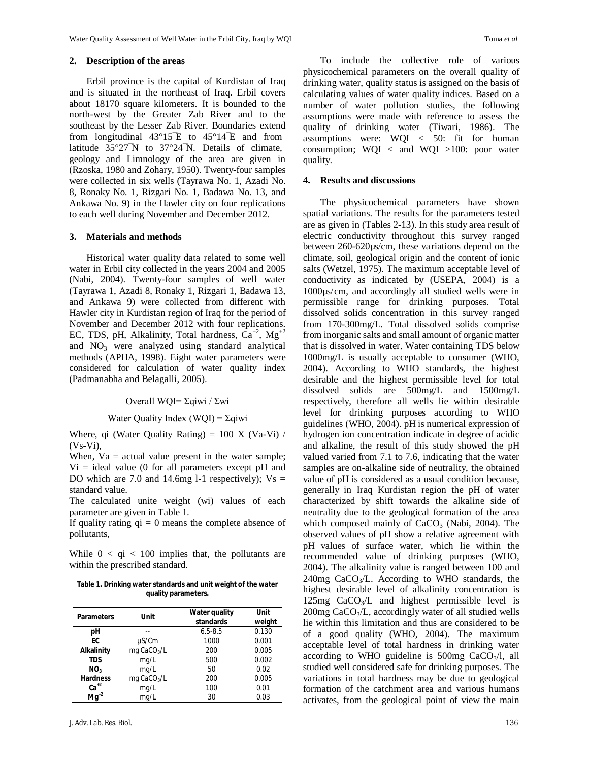## 2. Description of the areas

Erbil province is the capital of Kurdistan of Iraq and is situated in the northeast of Iraq. Erbil covers about 18170 square kilometers. It is bounded to the north-west by the Greater Zab River and to the southeast by the Lesser Zab River. Boundaries extend from longitudinal 43°15¯E to 45°14¯E and from latitude 35°27¯N to 37°24¯N. Details of climate, geology and Limnology of the area are given in (Rzoska, 1980 and Zohary, 1950). Twenty-four samples were collected in six wells (Tayrawa No. 1, Azadi No. 8, Ronaky No. 1, Rizgari No. 1, Badawa No. 13, and Ankawa No. 9) in the Hawler city on four replications to each well during November and December 2012.

## 3. Materials and methods

Historical water quality data related to some well water in Erbil city collected in the years 2004 and 2005 (Nabi, 2004). Twenty-four samples of well water (Tayrawa 1, Azadi 8, Ronaky 1, Rizgari 1, Badawa 13, and Ankawa 9) were collected from different with Hawler city in Kurdistan region of Iraq for the period of November and December 2012 with four replications. EC, TDS, pH, Alkalinity, Total hardness, $Ca^{+2}$, $Mg^{+2}$ and $NO_3$ were analyzed using standard analytical methods (APHA, 1998). Eight water parameters were considered for calculation of water quality index (Padmanabha and Belagalli, 2005).

$$\text{Overall WQI} = \Sigma q_i w_i / \Sigma w_i$$

$$\text{Water Quality Index (WQI)} = \Sigma q_i w_i$$

Where, $q_i$ (Water Quality Rating) = 100 X $(V_a-V_i)$ / $(V_s-V_i)$,

When, $V_a$ = actual value present in the water sample; $V_i$ = ideal value (0 for all parameters except pH and DO which are 7.0 and 14.6mg l-1 respectively); $V_s$ = standard value.

The calculated unite weight ($w_i$) values of each parameter are given in Table 1.

If quality rating $q_i = 0$ means the complete absence of pollutants,

While $0 < q_i < 100$ implies that, the pollutants are within the prescribed standard.

**Table 1. Drinking water standards and unit weight of the water quality parameters.**

| Parameters | Unit | Water quality standards | Unit weight |
|---|---|---|---|
| **pH** | -- | 6.5-8.5 | 0.130 |
| **EC** | µS/Cm | 1000 | 0.001 |
| **Alkalinity** | mg $CaCO_3$/L | 200 | 0.005 |
| **TDS** | mg/L | 500 | 0.002 |
| **$NO_3$** | mg/L | 50 | 0.02 |
| **Hardness** | mg $CaCO_3$/L | 200 | 0.005 |
| **$Ca^{+2}$** | mg/L | 100 | 0.01 |
| **$Mg^{+2}$** | mg/L | 30 | 0.03 |

To include the collective role of various physicochemical parameters on the overall quality of drinking water, quality status is assigned on the basis of calculating values of water quality indices. Based on a number of water pollution studies, the following assumptions were made with reference to assess the quality of drinking water (Tiwari, 1986). The assumptions were: WQI < 50: fit for human consumption; WQI < and WQI >100: poor water quality.

## 4. Results and discussions

The physicochemical parameters have shown spatial variations. The results for the parameters tested are as given in (Tables 2-13). In this study area result of electric conductivity throughout this survey ranged between 260-620µs/cm, these variations depend on the climate, soil, geological origin and the content of ionic salts (Wetzel, 1975). The maximum acceptable level of conductivity as indicated by (USEPA, 2004) is a 1000µs/cm, and accordingly all studied wells were in permissible range for drinking purposes. Total dissolved solids concentration in this survey ranged from 170-300mg/L. Total dissolved solids comprise from inorganic salts and small amount of organic matter that is dissolved in water. Water containing TDS below 1000mg/L is usually acceptable to consumer (WHO, 2004). According to WHO standards, the highest desirable and the highest permissible level for total dissolved solids are 500mg/L and 1500mg/L respectively, therefore all wells lie within desirable level for drinking purposes according to WHO guidelines (WHO, 2004). pH is numerical expression of hydrogen ion concentration indicate in degree of acidic and alkaline, the result of this study showed the pH valued varied from 7.1 to 7.6, indicating that the water samples are on-alkaline side of neutrality, the obtained value of pH is considered as a usual condition because, generally in Iraq Kurdistan region the pH of water characterized by shift towards the alkaline side of neutrality due to the geological formation of the area which composed mainly of $CaCO_3$ (Nabi, 2004). The observed values of pH show a relative agreement with pH values of surface water, which lie within the recommended value of drinking purposes (WHO, 2004). The alkalinity value is ranged between 100 and 240mg $CaCO_3$/L. According to WHO standards, the highest desirable level of alkalinity concentration is 125mg $CaCO_3$/L and highest permissible level is 200mg $CaCO_3$/L, accordingly water of all studied wells lie within this limitation and thus are considered to be of a good quality (WHO, 2004). The maximum acceptable level of total hardness in drinking water according to WHO guideline is 500mg $CaCO_3$/l, all studied well considered safe for drinking purposes. The variations in total hardness may be due to geological formation of the catchment area and various humans activates, from the geological point of view the main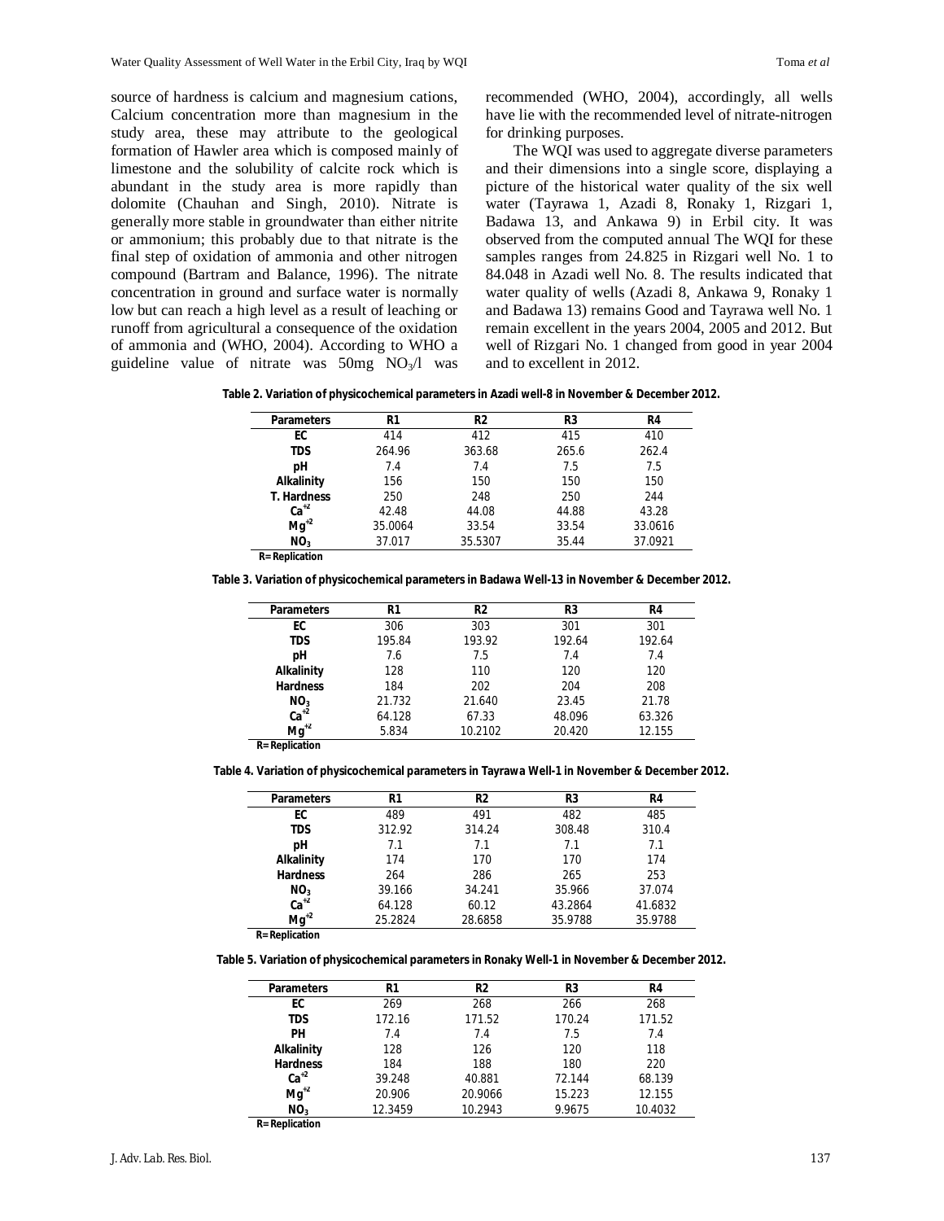source of hardness is calcium and magnesium cations, Calcium concentration more than magnesium in the study area, these may attribute to the geological formation of Hawler area which is composed mainly of limestone and the solubility of calcite rock which is abundant in the study area is more rapidly than dolomite (Chauhan and Singh, 2010). Nitrate is generally more stable in groundwater than either nitrite or ammonium; this probably due to that nitrate is the final step of oxidation of ammonia and other nitrogen compound (Bartram and Balance, 1996). The nitrate concentration in ground and surface water is normally low but can reach a high level as a result of leaching or runoff from agricultural a consequence of the oxidation of ammonia and (WHO, 2004). According to WHO a guideline value of nitrate was 50mg $NO_3$/l was recommended (WHO, 2004), accordingly, all wells have lie with the recommended level of nitrate-nitrogen for drinking purposes.

The WQI was used to aggregate diverse parameters and their dimensions into a single score, displaying a picture of the historical water quality of the six well water (Tayrawa 1, Azadi 8, Ronaky 1, Rizgari 1, Badawa 13, and Ankawa 9) in Erbil city. It was observed from the computed annual The WQI for these samples ranges from 24.825 in Rizgari well No. 1 to 84.048 in Azadi well No. 8. The results indicated that water quality of wells (Azadi 8, Ankawa 9, Ronaky 1 and Badawa 13) remains Good and Tayrawa well No. 1 remain excellent in the years 2004, 2005 and 2012. But well of Rizgari No. 1 changed from good in year 2004 and to excellent in 2012.

**Table 2. Variation of physicochemical parameters in Azadi well-8 in November & December 2012.**

| Parameters | R1 | R2 | R3 | R4 |
|---|---|---|---|---|
| EC | 414 | 412 | 415 | 410 |
| TDS | 264.96 | 363.68 | 265.6 | 262.4 |
| pH | 7.4 | 7.4 | 7.5 | 7.5 |
| Alkalinity | 156 | 150 | 150 | 150 |
| T. Hardness | 250 | 248 | 250 | 244 |
| $Ca^{+2}$ | 42.48 | 44.08 | 44.88 | 43.28 |
| $Mg^{+2}$ | 35.0064 | 33.54 | 33.54 | 33.0616 |
| $NO_3$ | 37.017 | 35.5307 | 35.44 | 37.0921 |

R= Replication

**Table 3. Variation of physicochemical parameters in Badawa Well-13 in November & December 2012.**

| Parameters | R1 | R2 | R3 | R4 |
|---|---|---|---|---|
| EC | 306 | 303 | 301 | 301 |
| TDS | 195.84 | 193.92 | 192.64 | 192.64 |
| pH | 7.6 | 7.5 | 7.4 | 7.4 |
| Alkalinity | 128 | 110 | 120 | 120 |
| Hardness | 184 | 202 | 204 | 208 |
| $NO_3$ | 21.732 | 21.640 | 23.45 | 21.78 |
| $Ca^{+2}$ | 64.128 | 67.33 | 48.096 | 63.326 |
| $Mg^{+2}$ | 5.834 | 10.2102 | 20.420 | 12.155 |

R= Replication

**Table 4. Variation of physicochemical parameters in Tayrawa Well-1 in November & December 2012.**

| Parameters | R1 | R2 | R3 | R4 |
|---|---|---|---|---|
| EC | 489 | 491 | 482 | 485 |
| TDS | 312.92 | 314.24 | 308.48 | 310.4 |
| pH | 7.1 | 7.1 | 7.1 | 7.1 |
| Alkalinity | 174 | 170 | 170 | 174 |
| Hardness | 264 | 286 | 265 | 253 |
| $NO_3$ | 39.166 | 34.241 | 35.966 | 37.074 |
| $Ca^{+2}$ | 64.128 | 60.12 | 43.2864 | 41.6832 |
| $Mg^{+2}$ | 25.2824 | 28.6858 | 35.9788 | 35.9788 |

R= Replication

**Table 5. Variation of physicochemical parameters in Ronaky Well-1 in November & December 2012.**

| Parameters | R1 | R2 | R3 | R4 |
|---|---|---|---|---|
| EC | 269 | 268 | 266 | 268 |
| TDS | 172.16 | 171.52 | 170.24 | 171.52 |
| PH | 7.4 | 7.4 | 7.5 | 7.4 |
| Alkalinity | 128 | 126 | 120 | 118 |
| Hardness | 184 | 188 | 180 | 220 |
| $Ca^{+2}$ | 39.248 | 40.881 | 72.144 | 68.139 |
| $Mg^{+2}$ | 20.906 | 20.9066 | 15.223 | 12.155 |
| $NO_3$ | 12.3459 | 10.2943 | 9.9675 | 10.4032 |

R= Replication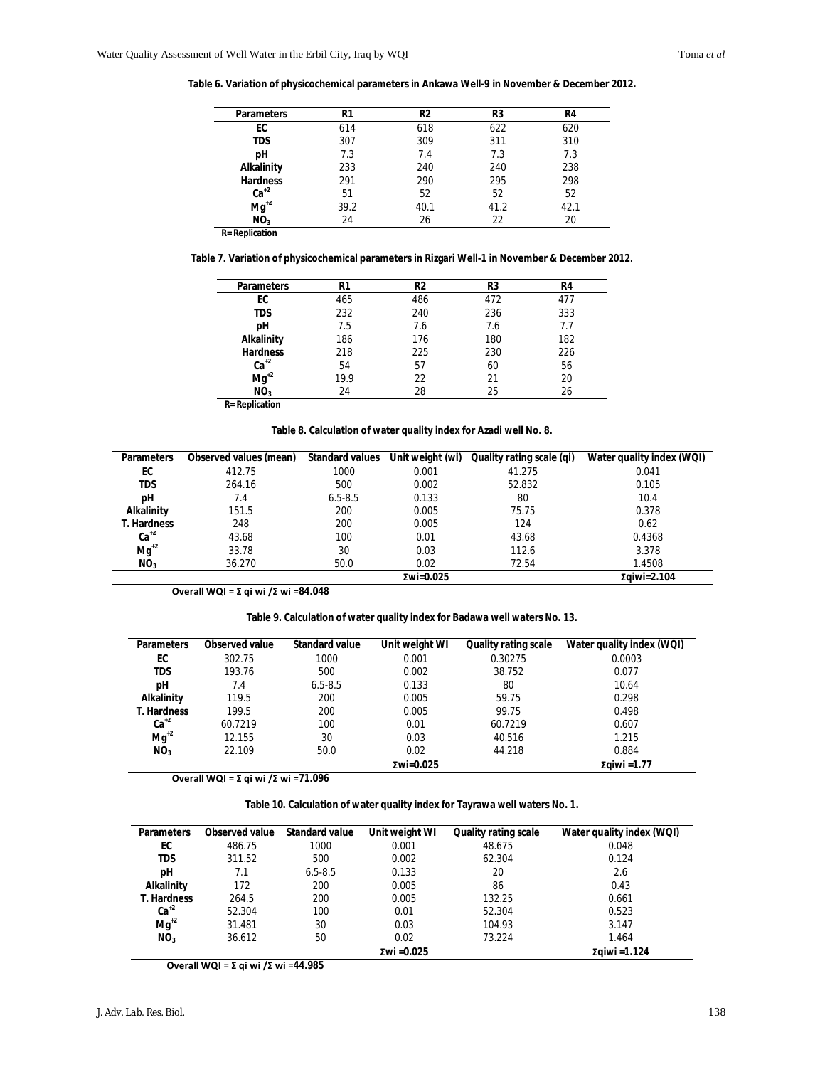**Table 6. Variation of physicochemical parameters in Ankawa Well-9 in November & December 2012.**

| Parameters | R1 | R2 | R3 | R4 |
|---|---|---|---|---|
| EC | 614 | 618 | 622 | 620 |
| TDS | 307 | 309 | 311 | 310 |
| pH | 7.3 | 7.4 | 7.3 | 7.3 |
| Alkalinity | 233 | 240 | 240 | 238 |
| Hardness | 291 | 290 | 295 | 298 |
| $Ca^{+2}$ | 51 | 52 | 52 | 52 |
| $Mg^{+2}$ | 39.2 | 40.1 | 41.2 | 42.1 |
| $NO_3$ | 24 | 26 | 22 | 20 |

**R= Replication**

**Table 7. Variation of physicochemical parameters in Rizgari Well-1 in November & December 2012.**

| Parameters | R1 | R2 | R3 | R4 |
|---|---|---|---|---|
| EC | 465 | 486 | 472 | 477 |
| TDS | 232 | 240 | 236 | 333 |
| pH | 7.5 | 7.6 | 7.6 | 7.7 |
| Alkalinity | 186 | 176 | 180 | 182 |
| Hardness | 218 | 225 | 230 | 226 |
| $Ca^{+2}$ | 54 | 57 | 60 | 56 |
| $Mg^{+2}$ | 19.9 | 22 | 21 | 20 |
| $NO_3$ | 24 | 28 | 25 | 26 |

**R= Replication**

**Table 8. Calculation of water quality index for Azadi well No. 8.**

| Parameters | Observed values (mean) | Standard values | Unit weight (wi) | Quality rating scale (qi) | Water quality index (WQI) |
|---|---|---|---|---|---|
| EC | 412.75 | 1000 | 0.001 | 41.275 | 0.041 |
| TDS | 264.16 | 500 | 0.002 | 52.832 | 0.105 |
| pH | 7.4 | 6.5-8.5 | 0.133 | 80 | 10.4 |
| Alkalinity | 151.5 | 200 | 0.005 | 75.75 | 0.378 |
| T. Hardness | 248 | 200 | 0.005 | 124 | 0.62 |
| $Ca^{+2}$ | 43.68 | 100 | 0.01 | 43.68 | 0.4368 |
| $Mg^{+2}$ | 33.78 | 30 | 0.03 | 112.6 | 3.378 |
| $NO_3$ | 36.270 | 50.0 | 0.02 | 72.54 | 1.4508 |
| | | | Σwi=0.025 | | Σqiwi=2.104 |

**Overall WQI = Σ qi wi /Σ wi =84.048**

**Table 9. Calculation of water quality index for Badawa well waters No. 13.**

| Parameters | Observed value | Standard value | Unit weight WI | Quality rating scale | Water quality index (WQI) |
|---|---|---|---|---|---|
| EC | 302.75 | 1000 | 0.001 | 0.30275 | 0.0003 |
| TDS | 193.76 | 500 | 0.002 | 38.752 | 0.077 |
| pH | 7.4 | 6.5-8.5 | 0.133 | 80 | 10.64 |
| Alkalinity | 119.5 | 200 | 0.005 | 59.75 | 0.298 |
| T. Hardness | 199.5 | 200 | 0.005 | 99.75 | 0.498 |
| $Ca^{+2}$ | 60.7219 | 100 | 0.01 | 60.7219 | 0.607 |
| $Mg^{+2}$ | 12.155 | 30 | 0.03 | 40.516 | 1.215 |
| $NO_3$ | 22.109 | 50.0 | 0.02 | 44.218 | 0.884 |
| | | | Σwi=0.025 | | Σqiwi =1.77 |

**Overall WQI = Σ qi wi /Σ wi =71.096**

**Table 10. Calculation of water quality index for Tayrawa well waters No. 1.**

| Parameters | Observed value | Standard value | Unit weight WI | Quality rating scale | Water quality index (WQI) |
|---|---|---|---|---|---|
| EC | 486.75 | 1000 | 0.001 | 48.675 | 0.048 |
| TDS | 311.52 | 500 | 0.002 | 62.304 | 0.124 |
| pH | 7.1 | 6.5-8.5 | 0.133 | 20 | 2.6 |
| Alkalinity | 172 | 200 | 0.005 | 86 | 0.43 |
| T. Hardness | 264.5 | 200 | 0.005 | 132.25 | 0.661 |
| $Ca^{+2}$ | 52.304 | 100 | 0.01 | 52.304 | 0.523 |
| $Mg^{+2}$ | 31.481 | 30 | 0.03 | 104.93 | 3.147 |
| $NO_3$ | 36.612 | 50 | 0.02 | 73.224 | 1.464 |
| | | | Σwi =0.025 | | Σqiwi =1.124 |

**Overall WQI = Σ qi wi /Σ wi =44.985**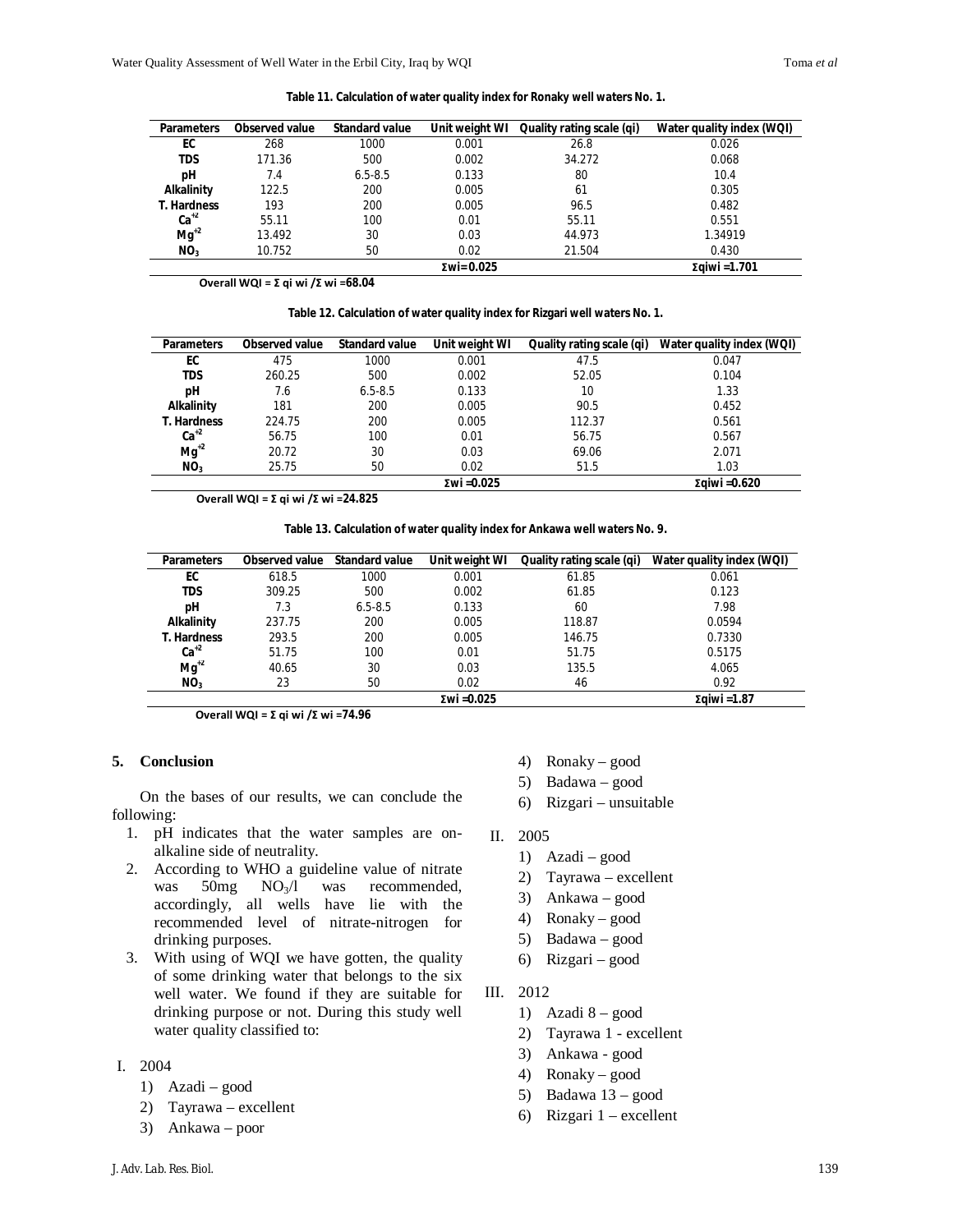**Table 11. Calculation of water quality index for Ronaky well waters No. 1.**

| Parameters | Observed value | Standard value | Unit weight WI | Quality rating scale (qi) | Water quality index (WQI) |
|---|---|---|---|---|---|
| EC | 268 | 1000 | 0.001 | 26.8 | 0.026 |
| TDS | 171.36 | 500 | 0.002 | 34.272 | 0.068 |
| pH | 7.4 | 6.5-8.5 | 0.133 | 80 | 10.4 |
| Alkalinity | 122.5 | 200 | 0.005 | 61 | 0.305 |
| T. Hardness | 193 | 200 | 0.005 | 96.5 | 0.482 |
| $Ca^{+2}$ | 55.11 | 100 | 0.01 | 55.11 | 0.551 |
| $Mg^{+2}$ | 13.492 | 30 | 0.03 | 44.973 | 1.34919 |
| $NO_3$ | 10.752 | 50 | 0.02 | 21.504 | 0.430 |
| | | | Σwi=0.025 | | Σqiwi =1.701 |

**Overall WQI = Σ qi wi /Σ wi =68.04**

**Table 12. Calculation of water quality index for Rizgari well waters No. 1.**

| Parameters | Observed value | Standard value | Unit weight WI | Quality rating scale (qi) | Water quality index (WQI) |
|---|---|---|---|---|---|
| EC | 475 | 1000 | 0.001 | 47.5 | 0.047 |
| TDS | 260.25 | 500 | 0.002 | 52.05 | 0.104 |
| pH | 7.6 | 6.5-8.5 | 0.133 | 10 | 1.33 |
| Alkalinity | 181 | 200 | 0.005 | 90.5 | 0.452 |
| T. Hardness | 224.75 | 200 | 0.005 | 112.37 | 0.561 |
| $Ca^{+2}$ | 56.75 | 100 | 0.01 | 56.75 | 0.567 |
| $Mg^{+2}$ | 20.72 | 30 | 0.03 | 69.06 | 2.071 |
| $NO_3$ | 25.75 | 50 | 0.02 | 51.5 | 1.03 |
| | | | Σwi =0.025 | | Σqiwi =0.620 |

**Overall WQI = Σ qi wi /Σ wi =24.825**

**Table 13. Calculation of water quality index for Ankawa well waters No. 9.**

| Parameters | Observed value | Standard value | Unit weight WI | Quality rating scale (qi) | Water quality index (WQI) |
|---|---|---|---|---|---|
| EC | 618.5 | 1000 | 0.001 | 61.85 | 0.061 |
| TDS | 309.25 | 500 | 0.002 | 61.85 | 0.123 |
| pH | 7.3 | 6.5-8.5 | 0.133 | 60 | 7.98 |
| Alkalinity | 237.75 | 200 | 0.005 | 118.87 | 0.0594 |
| T. Hardness | 293.5 | 200 | 0.005 | 146.75 | 0.7330 |
| $Ca^{+2}$ | 51.75 | 100 | 0.01 | 51.75 | 0.5175 |
| $Mg^{+2}$ | 40.65 | 30 | 0.03 | 135.5 | 4.065 |
| $NO_3$ | 23 | 50 | 0.02 | 46 | 0.92 |
| | | | Σwi =0.025 | | Σqiwi =1.87 |

**Overall WQI = Σ qi wi /Σ wi =74.96**

## 5. Conclusion

On the bases of our results, we can conclude the following:

1. pH indicates that the water samples are on-alkaline side of neutrality.
2. According to WHO a guideline value of nitrate was 50mg $NO_3$/l was recommended, accordingly, all wells have lie with the recommended level of nitrate-nitrogen for drinking purposes.
3. With using of WQI we have gotten, the quality of some drinking water that belongs to the six well water. We found if they are suitable for drinking purpose or not. During this study well water quality classified to:

I. 2004

1) Azadi – good
2) Tayrawa – excellent
3) Ankawa – poor
4) Ronaky – good
5) Badawa – good
6) Rizgari – unsuitable

II. 2005

1) Azadi – good
2) Tayrawa – excellent
3) Ankawa – good
4) Ronaky – good
5) Badawa – good
6) Rizgari – good

III. 2012

1) Azadi 8 – good
2) Tayrawa 1 - excellent
3) Ankawa - good
4) Ronaky – good
5) Badawa 13 – good
6) Rizgari 1 – excellent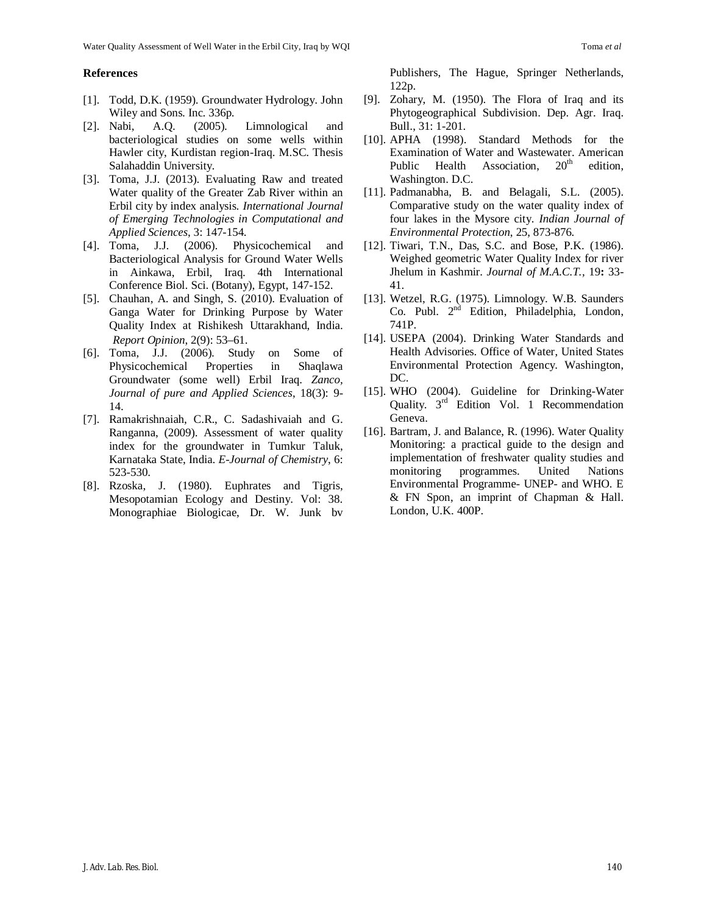## References

[1]. Todd, D.K. (1959). Groundwater Hydrology. John Wiley and Sons. Inc. 336p.

[2]. Nabi, A.Q. (2005). Limnological and bacteriological studies on some wells within Hawler city, Kurdistan region-Iraq. M.SC. Thesis Salahaddin University.

[3]. Toma, J.J. (2013). Evaluating Raw and treated Water quality of the Greater Zab River within an Erbil city by index analysis. *International Journal of Emerging Technologies in Computational and Applied Sciences*, 3: 147-154.

[4]. Toma, J.J. (2006). Physicochemical and Bacteriological Analysis for Ground Water Wells in Ainkawa, Erbil, Iraq. 4th International Conference Biol. Sci. (Botany), Egypt, 147-152.

[5]. Chauhan, A. and Singh, S. (2010). Evaluation of Ganga Water for Drinking Purpose by Water Quality Index at Rishikesh Uttarakhand, India. *Report Opinion*, 2(9): 53–61.

[6]. Toma, J.J. (2006). Study on Some of Physicochemical Properties in Shaqlawa Groundwater (some well) Erbil Iraq. *Zanco, Journal of pure and Applied Sciences*, 18(3): 9-14.

[7]. Ramakrishnaiah, C.R., C. Sadashivaiah and G. Ranganna, (2009). Assessment of water quality index for the groundwater in Tumkur Taluk, Karnataka State, India. *E-Journal of Chemistry*, 6: 523-530.

[8]. Rzoska, J. (1980). Euphrates and Tigris, Mesopotamian Ecology and Destiny. Vol: 38. Monographiae Biologicae, Dr. W. Junk bv Publishers, The Hague, Springer Netherlands, 122p.

[9]. Zohary, M. (1950). The Flora of Iraq and its Phytogeographical Subdivision. Dep. Agr. Iraq. Bull., 31: 1-201.

[10]. APHA (1998). Standard Methods for the Examination of Water and Wastewater. American Public Health Association, 20th edition, Washington. D.C.

[11]. Padmanabha, B. and Belagali, S.L. (2005). Comparative study on the water quality index of four lakes in the Mysore city. *Indian Journal of Environmental Protection*, 25, 873-876.

[12]. Tiwari, T.N., Das, S.C. and Bose, P.K. (1986). Weighed geometric Water Quality Index for river Jhelum in Kashmir. *Journal of M.A.C.T.,* 19**:** 33-41.

[13]. Wetzel, R.G. (1975). Limnology. W.B. Saunders Co. Publ. 2nd Edition, Philadelphia, London, 741P.

[14]. USEPA (2004). Drinking Water Standards and Health Advisories. Office of Water, United States Environmental Protection Agency. Washington, DC.

[15]. WHO (2004). Guideline for Drinking-Water Quality. 3rd Edition Vol. 1 Recommendation Geneva.

[16]. Bartram, J. and Balance, R. (1996). Water Quality Monitoring: a practical guide to the design and implementation of freshwater quality studies and monitoring programmes. United Nations Environmental Programme- UNEP- and WHO. E & FN Spon, an imprint of Chapman & Hall. London, U.K. 400P.